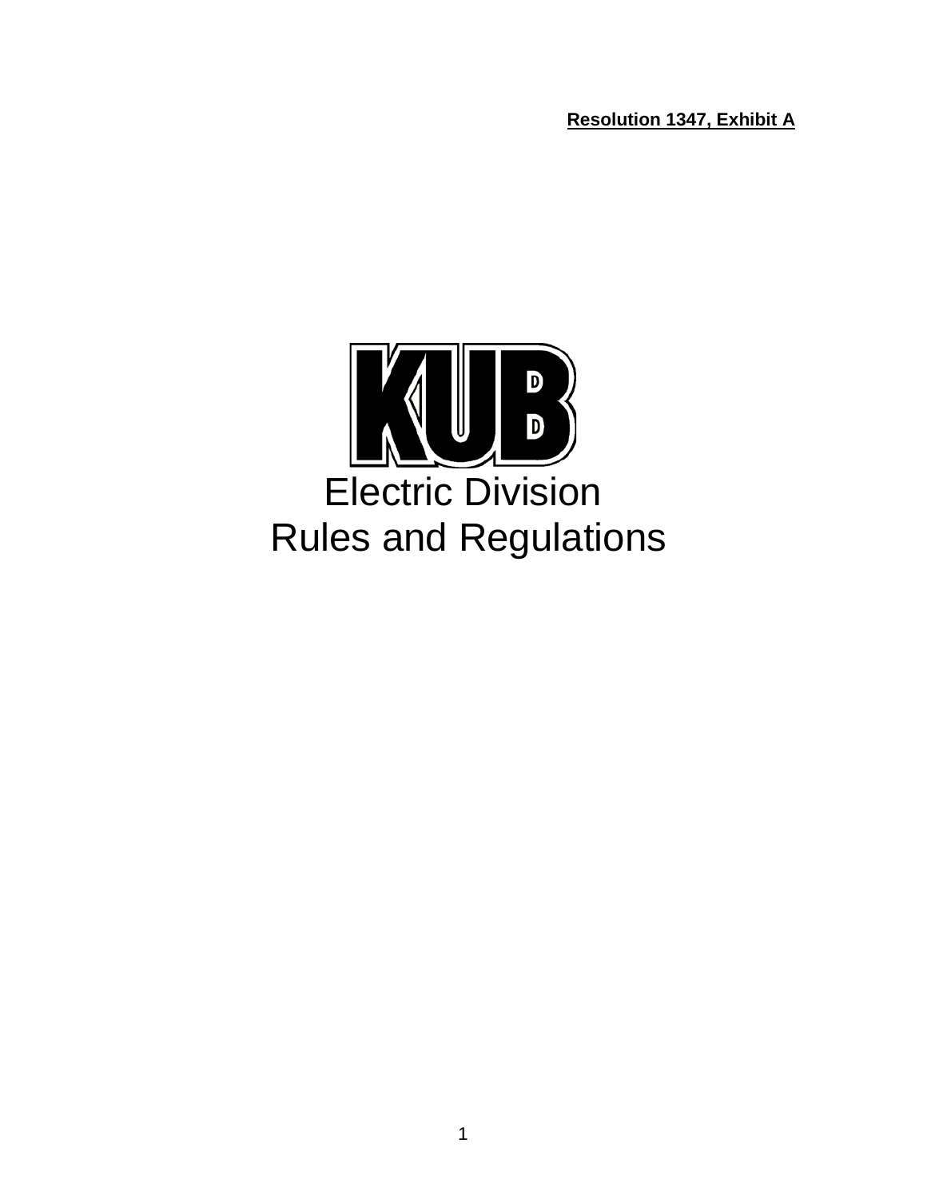**Resolution 1347, Exhibit A**

KUB

# Electric Division Rules and Regulations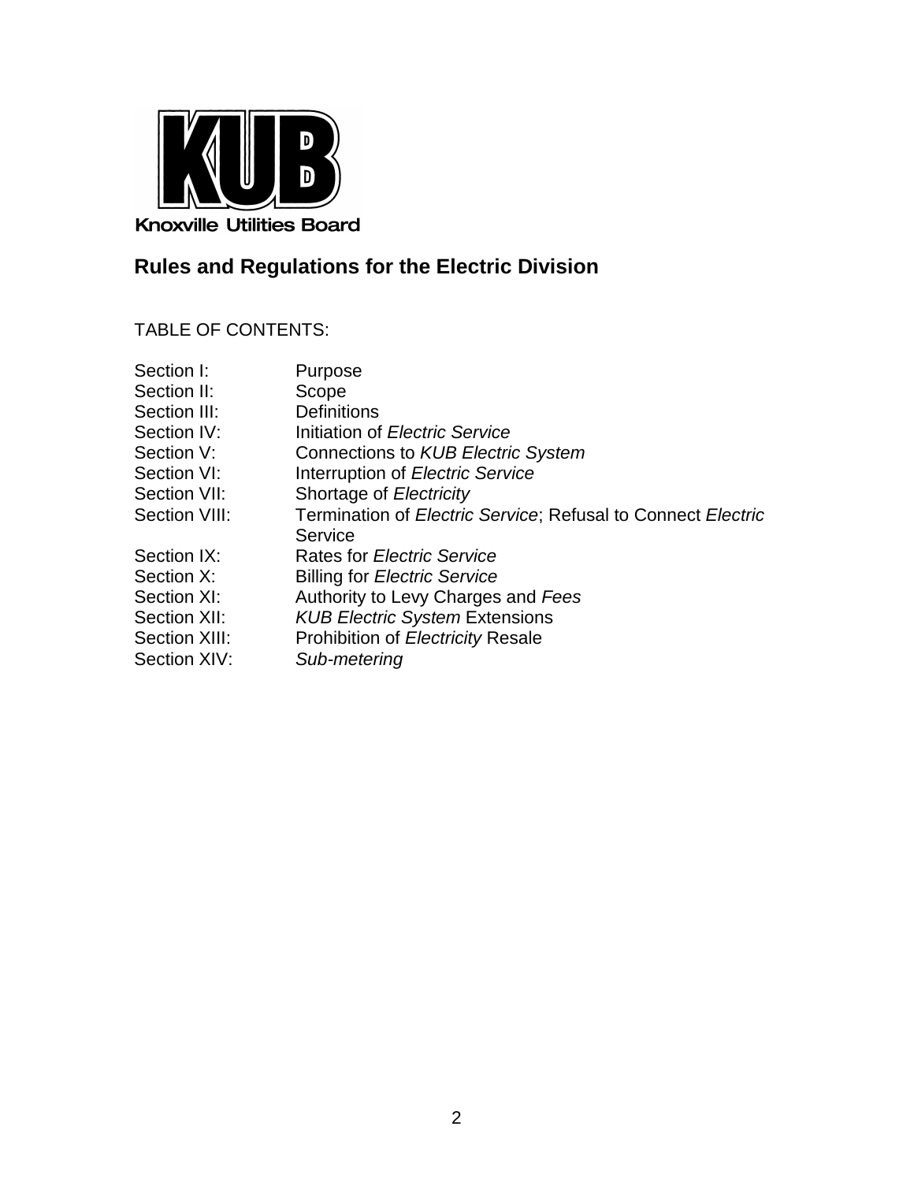Knoxville Utilities Board

## Rules and Regulations for the Electric Division

TABLE OF CONTENTS:

| | |
|---|---|
| Section I: | Purpose |
| Section II: | Scope |
| Section III: | Definitions |
| Section IV: | Initiation of *Electric Service* |
| Section V: | Connections to *KUB Electric System* |
| Section VI: | Interruption of *Electric Service* |
| Section VII: | Shortage of *Electricity* |
| Section VIII: | Termination of *Electric Service*; Refusal to Connect *Electric* Service |
| Section IX: | Rates for *Electric Service* |
| Section X: | Billing for *Electric Service* |
| Section XI: | Authority to Levy Charges and *Fees* |
| Section XII: | *KUB Electric System* Extensions |
| Section XIII: | Prohibition of *Electricity* Resale |
| Section XIV: | *Sub-metering* |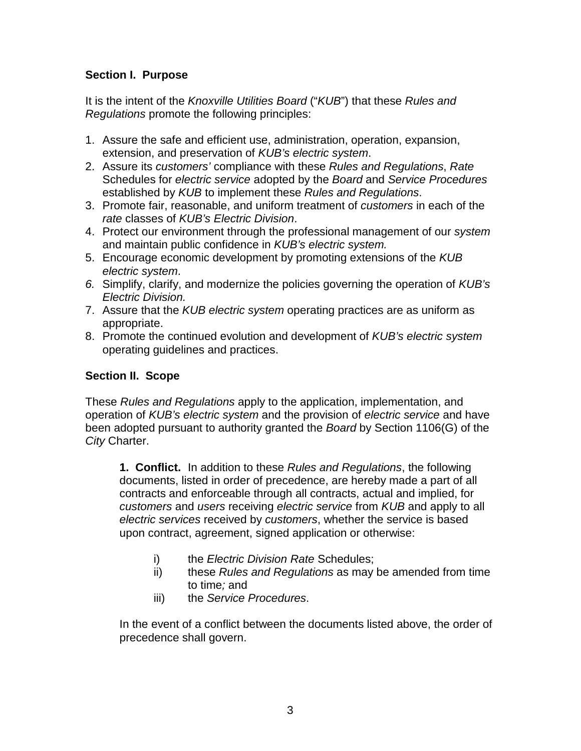## Section I. Purpose

It is the intent of the *Knoxville Utilities Board* ("*KUB*") that these *Rules and Regulations* promote the following principles:

1. Assure the safe and efficient use, administration, operation, expansion, extension, and preservation of *KUB's electric system*.
2. Assure its *customers'* compliance with these *Rules and Regulations*, *Rate* Schedules for *electric service* adopted by the *Board* and *Service Procedures* established by *KUB* to implement these *Rules and Regulations*.
3. Promote fair, reasonable, and uniform treatment of *customers* in each of the *rate* classes of *KUB's Electric Division*.
4. Protect our environment through the professional management of our *system* and maintain public confidence in *KUB's electric system.*
5. Encourage economic development by promoting extensions of the *KUB electric system*.
6. Simplify, clarify, and modernize the policies governing the operation of *KUB's Electric Division.*
7. Assure that the *KUB electric system* operating practices are as uniform as appropriate.
8. Promote the continued evolution and development of *KUB's electric system* operating guidelines and practices.

## Section II. Scope

These *Rules and Regulations* apply to the application, implementation, and operation of *KUB's electric system* and the provision of *electric service* and have been adopted pursuant to authority granted the *Board* by Section 1106(G) of the *City* Charter.

**1. Conflict.** In addition to these *Rules and Regulations*, the following documents, listed in order of precedence, are hereby made a part of all contracts and enforceable through all contracts, actual and implied, for *customers* and *users* receiving *electric service* from *KUB* and apply to all *electric services* received by *customers*, whether the service is based upon contract, agreement, signed application or otherwise:

i) the *Electric Division Rate* Schedules;
ii) these *Rules and Regulations* as may be amended from time to time*;* and
iii) the *Service Procedures*.

In the event of a conflict between the documents listed above, the order of precedence shall govern.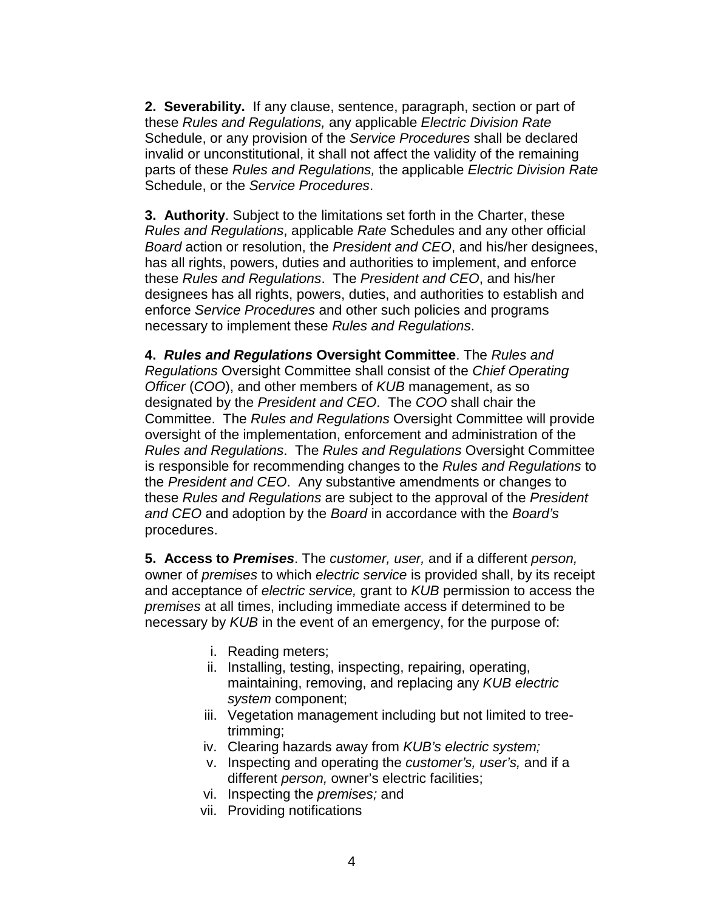**2. Severability.** If any clause, sentence, paragraph, section or part of these *Rules and Regulations,* any applicable *Electric Division Rate* Schedule, or any provision of the *Service Procedures* shall be declared invalid or unconstitutional, it shall not affect the validity of the remaining parts of these *Rules and Regulations,* the applicable *Electric Division Rate* Schedule, or the *Service Procedures*.

**3. Authority**. Subject to the limitations set forth in the Charter, these *Rules and Regulations*, applicable *Rate* Schedules and any other official *Board* action or resolution, the *President and CEO*, and his/her designees, has all rights, powers, duties and authorities to implement, and enforce these *Rules and Regulations*. The *President and CEO*, and his/her designees has all rights, powers, duties, and authorities to establish and enforce *Service Procedures* and other such policies and programs necessary to implement these *Rules and Regulations*.

**4. *Rules and Regulations* Oversight Committee**. The *Rules and Regulations* Oversight Committee shall consist of the *Chief Operating Officer* (*COO*), and other members of *KUB* management, as so designated by the *President and CEO*. The *COO* shall chair the Committee. The *Rules and Regulations* Oversight Committee will provide oversight of the implementation, enforcement and administration of the *Rules and Regulations*. The *Rules and Regulations* Oversight Committee is responsible for recommending changes to the *Rules and Regulations* to the *President and CEO*. Any substantive amendments or changes to these *Rules and Regulations* are subject to the approval of the *President and CEO* and adoption by the *Board* in accordance with the *Board's* procedures.

**5. Access to *Premises***. The *customer, user,* and if a different *person,* owner of *premises* to which *electric service* is provided shall, by its receipt and acceptance of *electric service,* grant to *KUB* permission to access the *premises* at all times, including immediate access if determined to be necessary by *KUB* in the event of an emergency, for the purpose of:

i. Reading meters;
ii. Installing, testing, inspecting, repairing, operating, maintaining, removing, and replacing any *KUB electric system* component;
iii. Vegetation management including but not limited to tree-trimming;
iv. Clearing hazards away from *KUB's electric system;*
v. Inspecting and operating the *customer's, user's,* and if a different *person,* owner's electric facilities;
vi. Inspecting the *premises;* and
vii. Providing notifications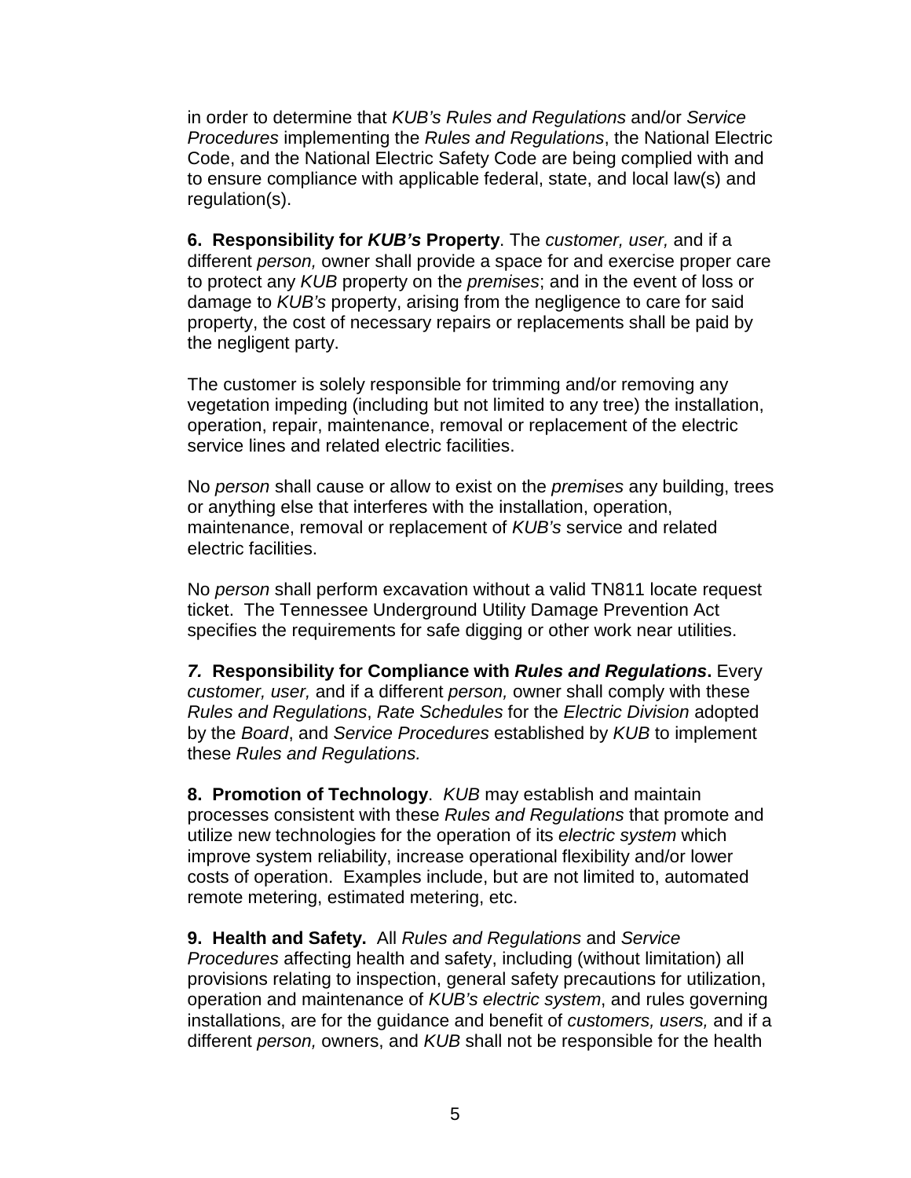in order to determine that *KUB's Rules and Regulations* and/or *Service Procedures* implementing the *Rules and Regulations*, the National Electric Code, and the National Electric Safety Code are being complied with and to ensure compliance with applicable federal, state, and local law(s) and regulation(s).

**6. Responsibility for *KUB's* Property**. The *customer, user,* and if a different *person,* owner shall provide a space for and exercise proper care to protect any *KUB* property on the *premises*; and in the event of loss or damage to *KUB's* property, arising from the negligence to care for said property, the cost of necessary repairs or replacements shall be paid by the negligent party.

The customer is solely responsible for trimming and/or removing any vegetation impeding (including but not limited to any tree) the installation, operation, repair, maintenance, removal or replacement of the electric service lines and related electric facilities.

No *person* shall cause or allow to exist on the *premises* any building, trees or anything else that interferes with the installation, operation, maintenance, removal or replacement of *KUB's* service and related electric facilities.

No *person* shall perform excavation without a valid TN811 locate request ticket. The Tennessee Underground Utility Damage Prevention Act specifies the requirements for safe digging or other work near utilities.

***7.* Responsibility for Compliance with *Rules and Regulations*.** Every *customer, user,* and if a different *person,* owner shall comply with these *Rules and Regulations*, *Rate Schedules* for the *Electric Division* adopted by the *Board*, and *Service Procedures* established by *KUB* to implement these *Rules and Regulations.*

**8. Promotion of Technology**. *KUB* may establish and maintain processes consistent with these *Rules and Regulations* that promote and utilize new technologies for the operation of its *electric system* which improve system reliability, increase operational flexibility and/or lower costs of operation. Examples include, but are not limited to, automated remote metering, estimated metering, etc.

**9. Health and Safety.** All *Rules and Regulations* and *Service Procedures* affecting health and safety, including (without limitation) all provisions relating to inspection, general safety precautions for utilization, operation and maintenance of *KUB's electric system*, and rules governing installations, are for the guidance and benefit of *customers, users,* and if a different *person,* owners, and *KUB* shall not be responsible for the health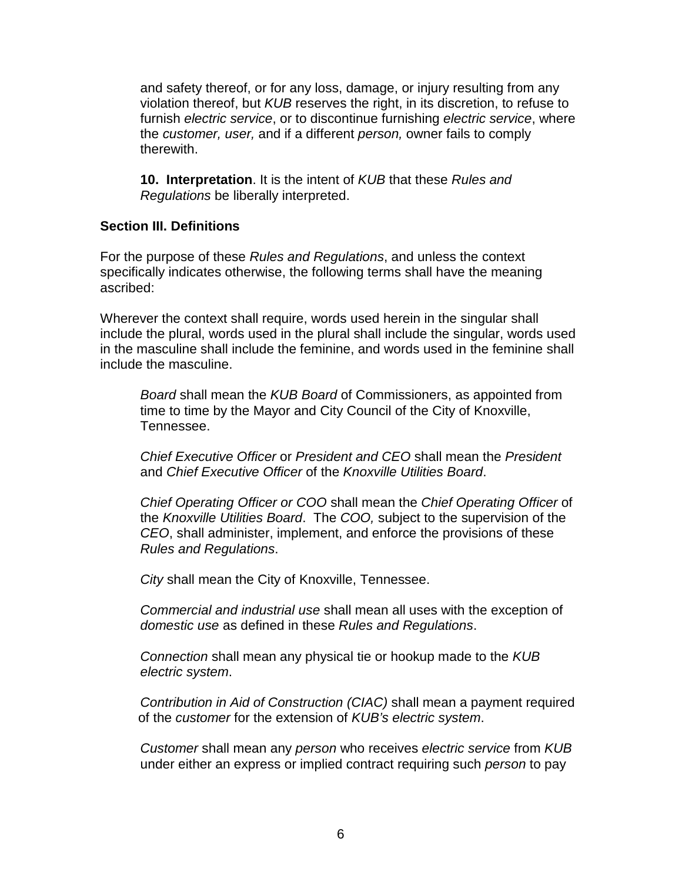and safety thereof, or for any loss, damage, or injury resulting from any violation thereof, but *KUB* reserves the right, in its discretion, to refuse to furnish *electric service*, or to discontinue furnishing *electric service*, where the *customer, user,* and if a different *person,* owner fails to comply therewith.

**10. Interpretation**. It is the intent of *KUB* that these *Rules and Regulations* be liberally interpreted.

### Section III. Definitions

For the purpose of these *Rules and Regulations*, and unless the context specifically indicates otherwise, the following terms shall have the meaning ascribed:

Wherever the context shall require, words used herein in the singular shall include the plural, words used in the plural shall include the singular, words used in the masculine shall include the feminine, and words used in the feminine shall include the masculine.

*Board* shall mean the *KUB Board* of Commissioners, as appointed from time to time by the Mayor and City Council of the City of Knoxville, Tennessee.

*Chief Executive Officer* or *President and CEO* shall mean the *President* and *Chief Executive Officer* of the *Knoxville Utilities Board*.

*Chief Operating Officer or COO* shall mean the *Chief Operating Officer* of the *Knoxville Utilities Board*. The *COO,* subject to the supervision of the *CEO*, shall administer, implement, and enforce the provisions of these *Rules and Regulations*.

*City* shall mean the City of Knoxville, Tennessee.

*Commercial and industrial use* shall mean all uses with the exception of *domestic use* as defined in these *Rules and Regulations*.

*Connection* shall mean any physical tie or hookup made to the *KUB electric system*.

*Contribution in Aid of Construction (CIAC)* shall mean a payment required of the *customer* for the extension of *KUB's electric system*.

*Customer* shall mean any *person* who receives *electric service* from *KUB* under either an express or implied contract requiring such *person* to pay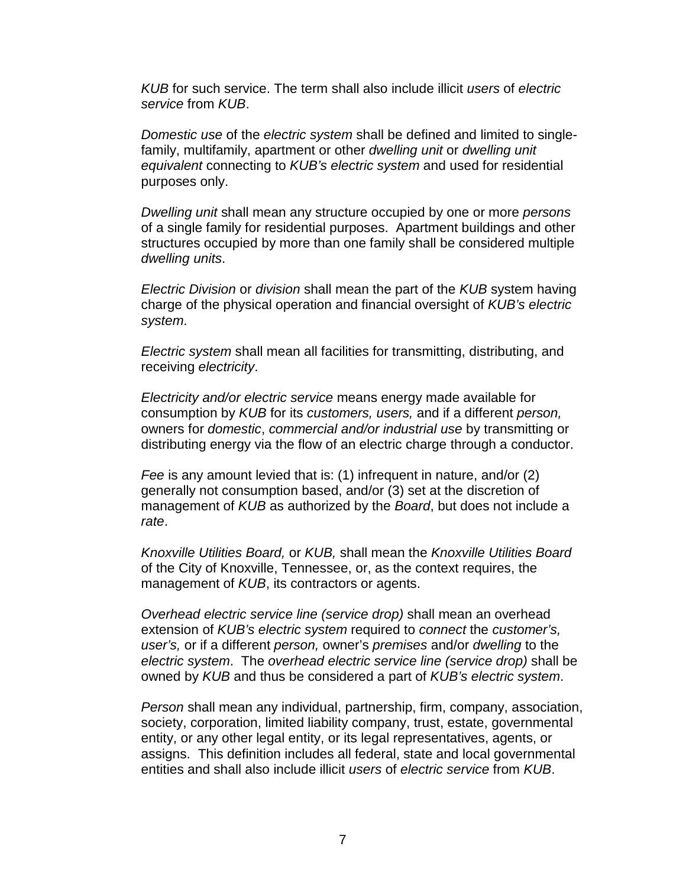*KUB* for such service. The term shall also include illicit *users* of *electric service* from *KUB*.

*Domestic use* of the *electric system* shall be defined and limited to single-family, multifamily, apartment or other *dwelling unit* or *dwelling unit equivalent* connecting to *KUB's electric system* and used for residential purposes only.

*Dwelling unit* shall mean any structure occupied by one or more *persons* of a single family for residential purposes. Apartment buildings and other structures occupied by more than one family shall be considered multiple *dwelling units*.

*Electric Division* or *division* shall mean the part of the *KUB* system having charge of the physical operation and financial oversight of *KUB's electric system*.

*Electric system* shall mean all facilities for transmitting, distributing, and receiving *electricity*.

*Electricity and/or electric service* means energy made available for consumption by *KUB* for its *customers, users,* and if a different *person,* owners for *domestic*, *commercial and/or industrial use* by transmitting or distributing energy via the flow of an electric charge through a conductor.

*Fee* is any amount levied that is: (1) infrequent in nature, and/or (2) generally not consumption based, and/or (3) set at the discretion of management of *KUB* as authorized by the *Board*, but does not include a *rate*.

*Knoxville Utilities Board,* or *KUB,* shall mean the *Knoxville Utilities Board* of the City of Knoxville, Tennessee, or, as the context requires, the management of *KUB*, its contractors or agents.

*Overhead electric service line (service drop)* shall mean an overhead extension of *KUB's electric system* required to *connect* the *customer's, user's,* or if a different *person,* owner's *premises* and/or *dwelling* to the *electric system*. The *overhead electric service line (service drop)* shall be owned by *KUB* and thus be considered a part of *KUB's electric system*.

*Person* shall mean any individual, partnership, firm, company, association, society, corporation, limited liability company, trust, estate, governmental entity, or any other legal entity, or its legal representatives, agents, or assigns. This definition includes all federal, state and local governmental entities and shall also include illicit *users* of *electric service* from *KUB*.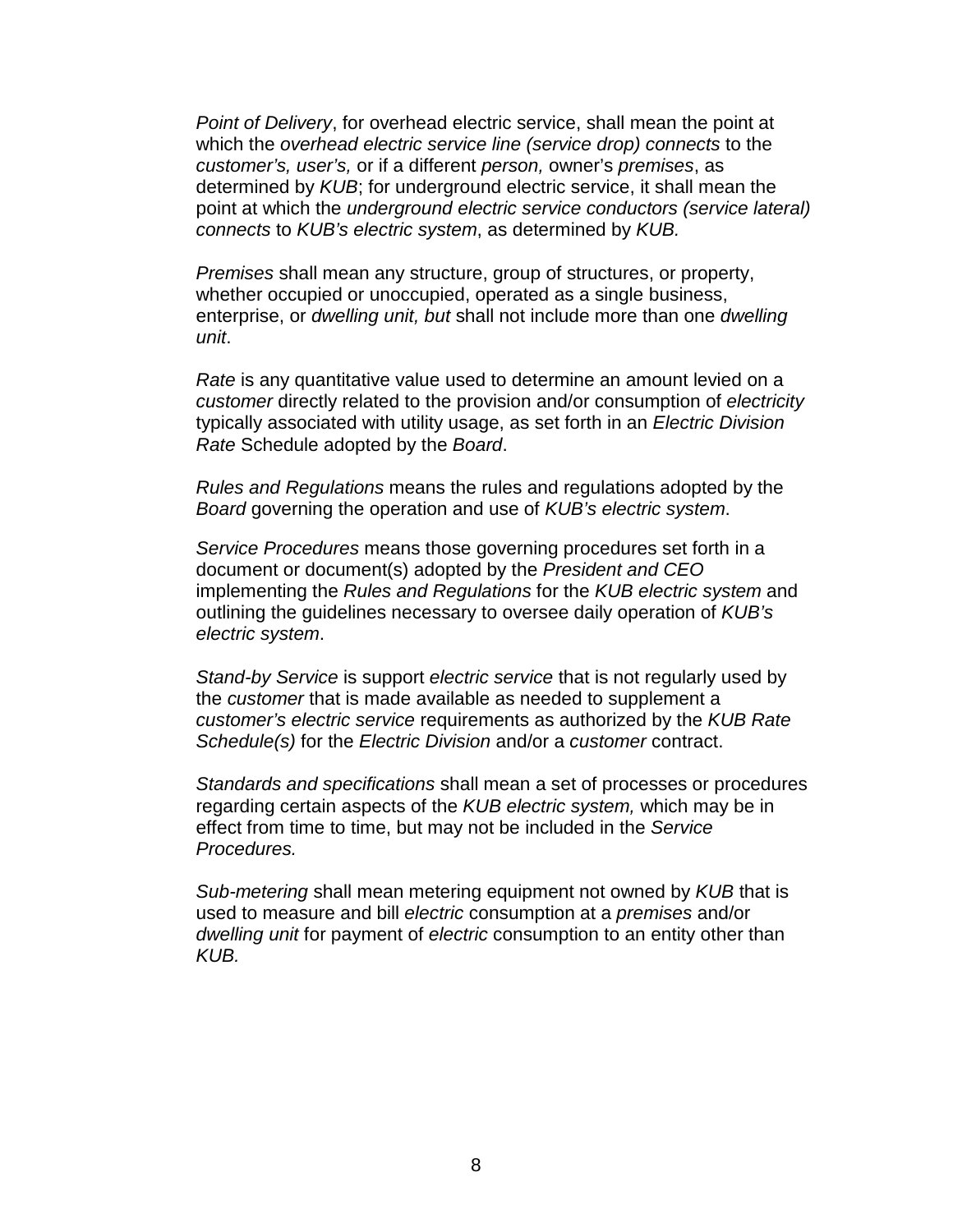*Point of Delivery*, for overhead electric service, shall mean the point at which the *overhead electric service line (service drop) connects* to the *customer's, user's,* or if a different *person,* owner's *premises*, as determined by *KUB*; for underground electric service, it shall mean the point at which the *underground electric service conductors (service lateral) connects* to *KUB's electric system*, as determined by *KUB.*

*Premises* shall mean any structure, group of structures, or property, whether occupied or unoccupied, operated as a single business, enterprise, or *dwelling unit, but* shall not include more than one *dwelling unit*.

*Rate* is any quantitative value used to determine an amount levied on a *customer* directly related to the provision and/or consumption of *electricity* typically associated with utility usage, as set forth in an *Electric Division Rate* Schedule adopted by the *Board*.

*Rules and Regulations* means the rules and regulations adopted by the *Board* governing the operation and use of *KUB's electric system*.

*Service Procedures* means those governing procedures set forth in a document or document(s) adopted by the *President and CEO* implementing the *Rules and Regulations* for the *KUB electric system* and outlining the guidelines necessary to oversee daily operation of *KUB's electric system*.

*Stand-by Service* is support *electric service* that is not regularly used by the *customer* that is made available as needed to supplement a *customer's electric service* requirements as authorized by the *KUB Rate Schedule(s)* for the *Electric Division* and/or a *customer* contract.

*Standards and specifications* shall mean a set of processes or procedures regarding certain aspects of the *KUB electric system,* which may be in effect from time to time, but may not be included in the *Service Procedures.*

*Sub-metering* shall mean metering equipment not owned by *KUB* that is used to measure and bill *electric* consumption at a *premises* and/or *dwelling unit* for payment of *electric* consumption to an entity other than *KUB.*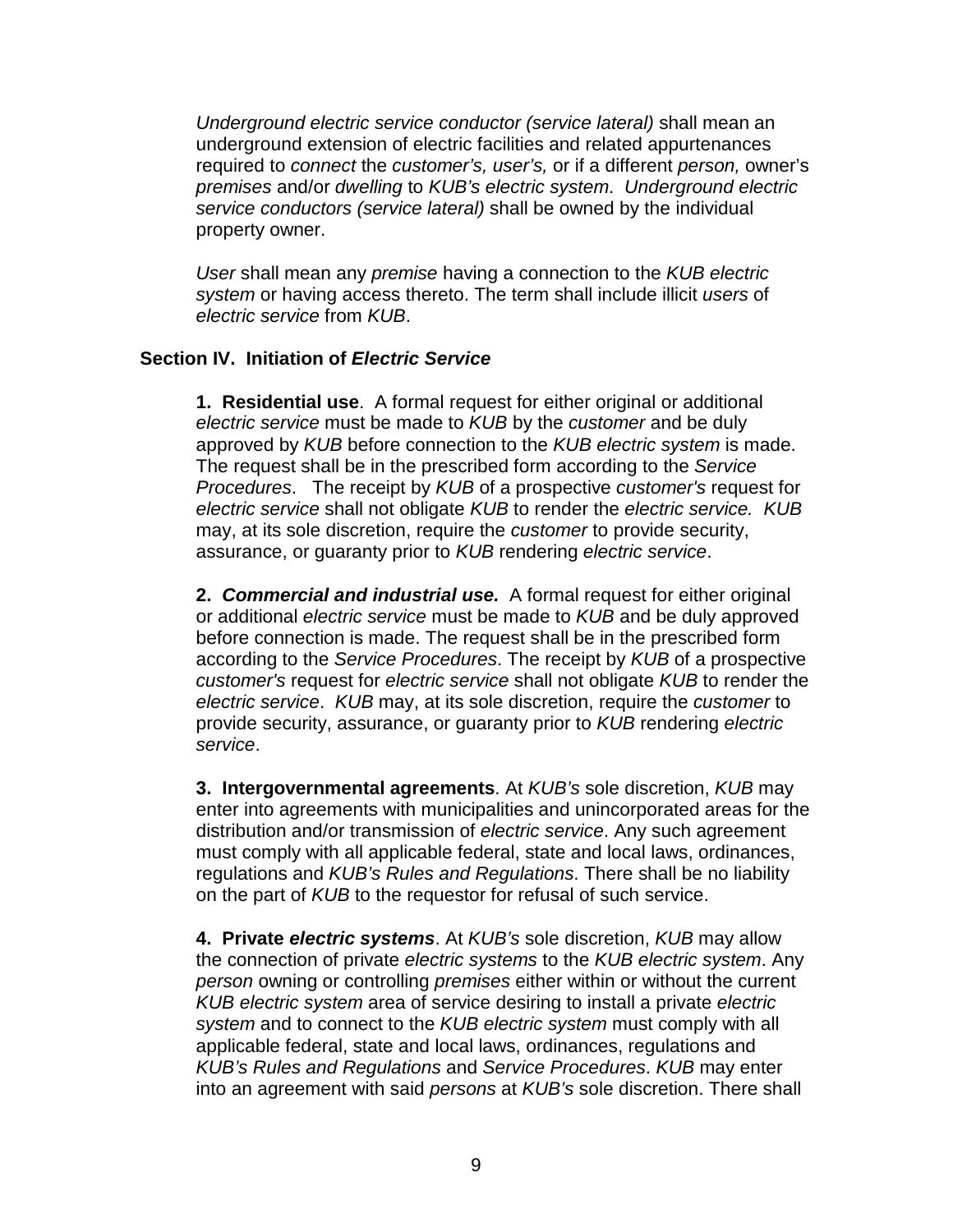*Underground electric service conductor (service lateral)* shall mean an underground extension of electric facilities and related appurtenances required to *connect* the *customer's, user's,* or if a different *person,* owner's *premises* and/or *dwelling* to *KUB's electric system*. *Underground electric service conductors (service lateral)* shall be owned by the individual property owner.

*User* shall mean any *premise* having a connection to the *KUB electric system* or having access thereto. The term shall include illicit *users* of *electric service* from *KUB*.

## Section IV. Initiation of ***Electric Service***

**1. Residential use**. A formal request for either original or additional *electric service* must be made to *KUB* by the *customer* and be duly approved by *KUB* before connection to the *KUB electric system* is made. The request shall be in the prescribed form according to the *Service Procedures*. The receipt by *KUB* of a prospective *customer's* request for *electric service* shall not obligate *KUB* to render the *electric service. KUB* may, at its sole discretion, require the *customer* to provide security, assurance, or guaranty prior to *KUB* rendering *electric service*.

**2. *Commercial and industrial use.*** A formal request for either original or additional *electric service* must be made to *KUB* and be duly approved before connection is made. The request shall be in the prescribed form according to the *Service Procedures*. The receipt by *KUB* of a prospective *customer's* request for *electric service* shall not obligate *KUB* to render the *electric service*. *KUB* may, at its sole discretion, require the *customer* to provide security, assurance, or guaranty prior to *KUB* rendering *electric service*.

**3. Intergovernmental agreements**. At *KUB's* sole discretion, *KUB* may enter into agreements with municipalities and unincorporated areas for the distribution and/or transmission of *electric service*. Any such agreement must comply with all applicable federal, state and local laws, ordinances, regulations and *KUB's Rules and Regulations*. There shall be no liability on the part of *KUB* to the requestor for refusal of such service.

**4. Private *electric systems***. At *KUB's* sole discretion, *KUB* may allow the connection of private *electric systems* to the *KUB electric system*. Any *person* owning or controlling *premises* either within or without the current *KUB electric system* area of service desiring to install a private *electric system* and to connect to the *KUB electric system* must comply with all applicable federal, state and local laws, ordinances, regulations and *KUB's Rules and Regulations* and *Service Procedures*. *KUB* may enter into an agreement with said *persons* at *KUB's* sole discretion. There shall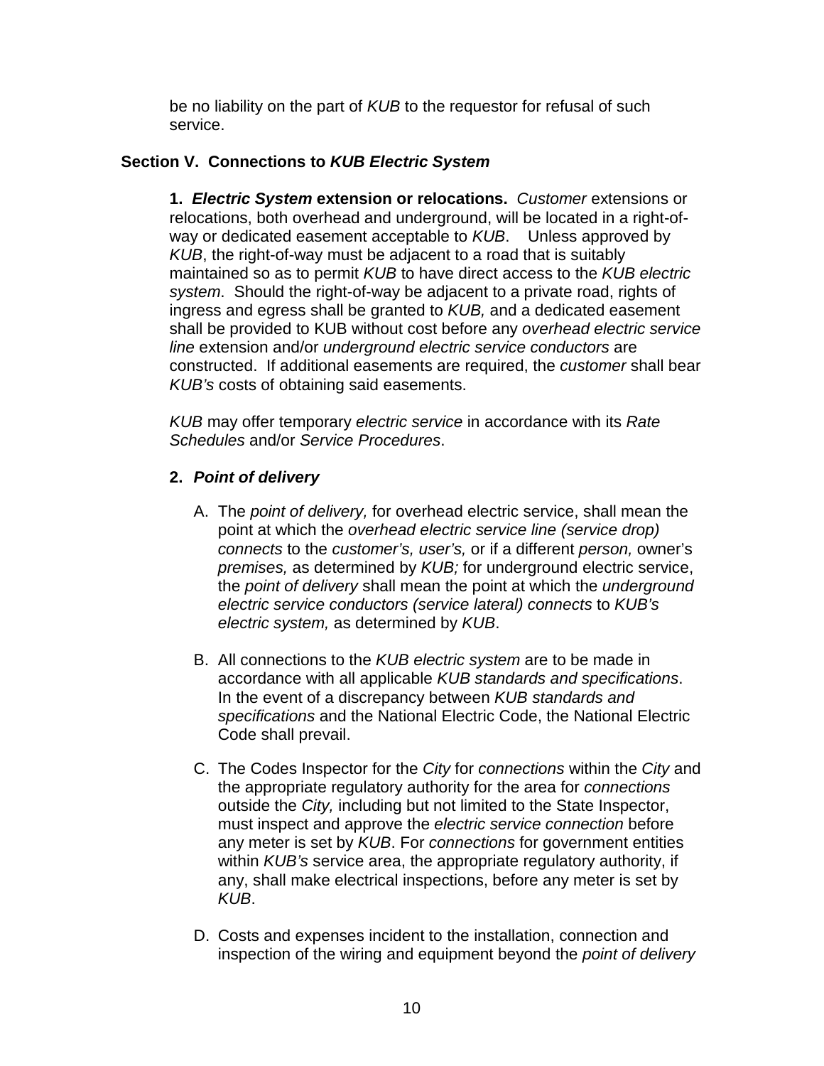be no liability on the part of *KUB* to the requestor for refusal of such service.

## Section V. Connections to *KUB Electric System*

**1. *Electric System* extension or relocations.** *Customer* extensions or relocations, both overhead and underground, will be located in a right-of-way or dedicated easement acceptable to *KUB*. Unless approved by *KUB*, the right-of-way must be adjacent to a road that is suitably maintained so as to permit *KUB* to have direct access to the *KUB electric system*. Should the right-of-way be adjacent to a private road, rights of ingress and egress shall be granted to *KUB,* and a dedicated easement shall be provided to KUB without cost before any *overhead electric service line* extension and/or *underground electric service conductors* are constructed. If additional easements are required, the *customer* shall bear *KUB's* costs of obtaining said easements.

*KUB* may offer temporary *electric service* in accordance with its *Rate Schedules* and/or *Service Procedures*.

**2. *Point of delivery***

A. The *point of delivery,* for overhead electric service, shall mean the point at which the *overhead electric service line (service drop) connects* to the *customer's, user's,* or if a different *person,* owner's *premises,* as determined by *KUB;* for underground electric service, the *point of delivery* shall mean the point at which the *underground electric service conductors (service lateral) connects* to *KUB's electric system,* as determined by *KUB*.

B. All connections to the *KUB electric system* are to be made in accordance with all applicable *KUB standards and specifications*. In the event of a discrepancy between *KUB standards and specifications* and the National Electric Code, the National Electric Code shall prevail.

C. The Codes Inspector for the *City* for *connections* within the *City* and the appropriate regulatory authority for the area for *connections* outside the *City,* including but not limited to the State Inspector, must inspect and approve the *electric service connection* before any meter is set by *KUB*. For *connections* for government entities within *KUB's* service area, the appropriate regulatory authority, if any, shall make electrical inspections, before any meter is set by *KUB*.

D. Costs and expenses incident to the installation, connection and inspection of the wiring and equipment beyond the *point of delivery*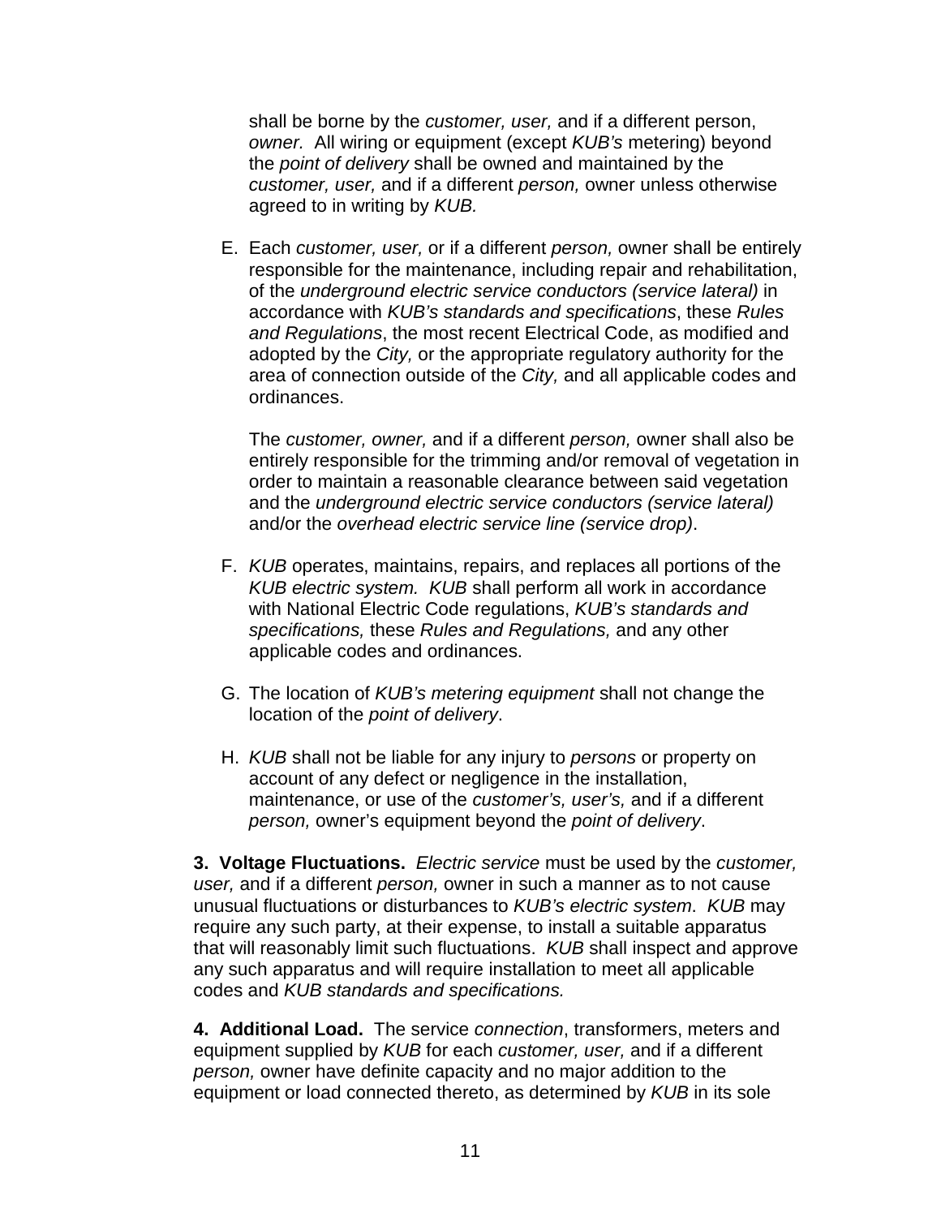shall be borne by the *customer, user,* and if a different person, *owner.* All wiring or equipment (except *KUB's* metering) beyond the *point of delivery* shall be owned and maintained by the *customer, user,* and if a different *person,* owner unless otherwise agreed to in writing by *KUB.*

E. Each *customer, user,* or if a different *person,* owner shall be entirely responsible for the maintenance, including repair and rehabilitation, of the *underground electric service conductors (service lateral)* in accordance with *KUB's standards and specifications*, these *Rules and Regulations*, the most recent Electrical Code, as modified and adopted by the *City,* or the appropriate regulatory authority for the area of connection outside of the *City,* and all applicable codes and ordinances.

   The *customer, owner,* and if a different *person,* owner shall also be entirely responsible for the trimming and/or removal of vegetation in order to maintain a reasonable clearance between said vegetation and the *underground electric service conductors (service lateral)* and/or the *overhead electric service line (service drop)*.

F. *KUB* operates, maintains, repairs, and replaces all portions of the *KUB electric system. KUB* shall perform all work in accordance with National Electric Code regulations, *KUB's standards and specifications,* these *Rules and Regulations,* and any other applicable codes and ordinances.

G. The location of *KUB's metering equipment* shall not change the location of the *point of delivery*.

H. *KUB* shall not be liable for any injury to *persons* or property on account of any defect or negligence in the installation, maintenance, or use of the *customer's, user's,* and if a different *person,* owner's equipment beyond the *point of delivery*.

**3. Voltage Fluctuations.** *Electric service* must be used by the *customer, user,* and if a different *person,* owner in such a manner as to not cause unusual fluctuations or disturbances to *KUB's electric system*. *KUB* may require any such party, at their expense, to install a suitable apparatus that will reasonably limit such fluctuations. *KUB* shall inspect and approve any such apparatus and will require installation to meet all applicable codes and *KUB standards and specifications.*

**4. Additional Load.** The service *connection*, transformers, meters and equipment supplied by *KUB* for each *customer, user,* and if a different *person,* owner have definite capacity and no major addition to the equipment or load connected thereto, as determined by *KUB* in its sole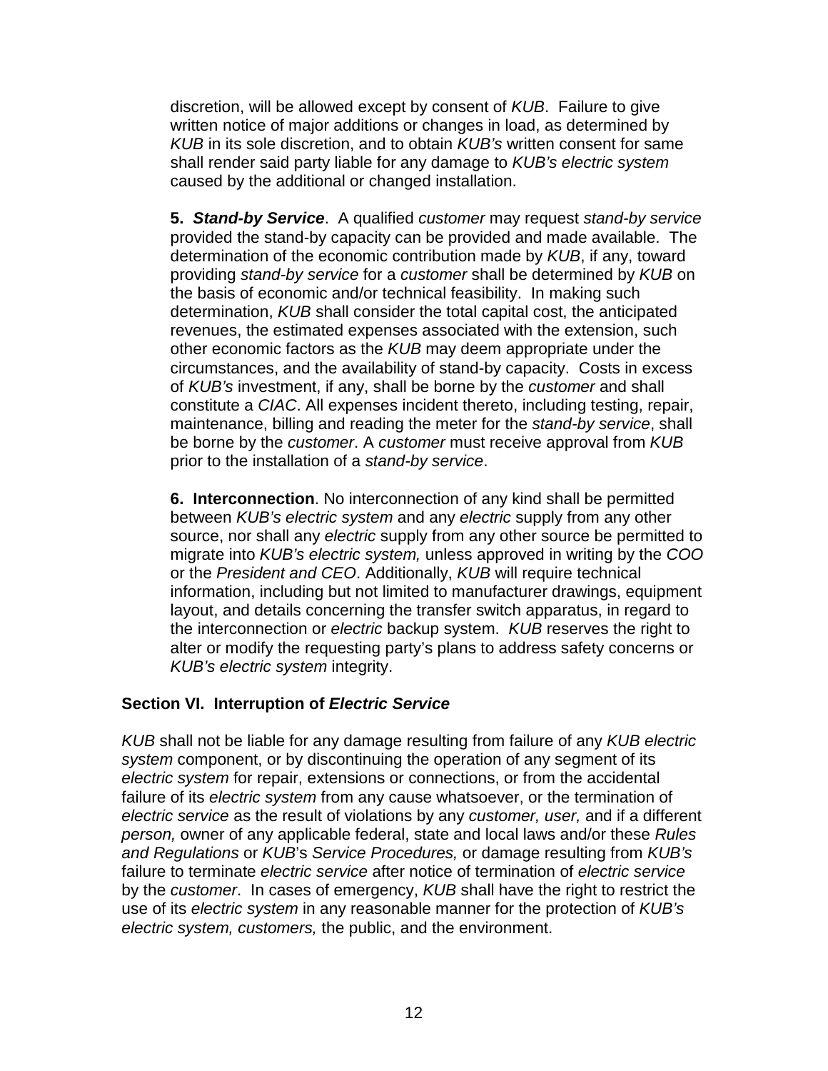discretion, will be allowed except by consent of *KUB*. Failure to give written notice of major additions or changes in load, as determined by *KUB* in its sole discretion, and to obtain *KUB's* written consent for same shall render said party liable for any damage to *KUB's electric system* caused by the additional or changed installation.

**5. *Stand-by Service***. A qualified *customer* may request *stand-by service* provided the stand-by capacity can be provided and made available. The determination of the economic contribution made by *KUB*, if any, toward providing *stand-by service* for a *customer* shall be determined by *KUB* on the basis of economic and/or technical feasibility. In making such determination, *KUB* shall consider the total capital cost, the anticipated revenues, the estimated expenses associated with the extension, such other economic factors as the *KUB* may deem appropriate under the circumstances, and the availability of stand-by capacity. Costs in excess of *KUB's* investment, if any, shall be borne by the *customer* and shall constitute a *CIAC*. All expenses incident thereto, including testing, repair, maintenance, billing and reading the meter for the *stand-by service*, shall be borne by the *customer*. A *customer* must receive approval from *KUB* prior to the installation of a *stand-by service*.

**6. Interconnection**. No interconnection of any kind shall be permitted between *KUB's electric system* and any *electric* supply from any other source, nor shall any *electric* supply from any other source be permitted to migrate into *KUB's electric system,* unless approved in writing by the *COO* or the *President and CEO*. Additionally, *KUB* will require technical information, including but not limited to manufacturer drawings, equipment layout, and details concerning the transfer switch apparatus, in regard to the interconnection or *electric* backup system. *KUB* reserves the right to alter or modify the requesting party's plans to address safety concerns or *KUB's electric system* integrity.

## Section VI. Interruption of *Electric Service*

*KUB* shall not be liable for any damage resulting from failure of any *KUB electric system* component, or by discontinuing the operation of any segment of its *electric system* for repair, extensions or connections, or from the accidental failure of its *electric system* from any cause whatsoever, or the termination of *electric service* as the result of violations by any *customer, user,* and if a different *person,* owner of any applicable federal, state and local laws and/or these *Rules and Regulations* or *KUB*'s *Service Procedures,* or damage resulting from *KUB's* failure to terminate *electric service* after notice of termination of *electric service* by the *customer*. In cases of emergency, *KUB* shall have the right to restrict the use of its *electric system* in any reasonable manner for the protection of *KUB's electric system, customers,* the public, and the environment.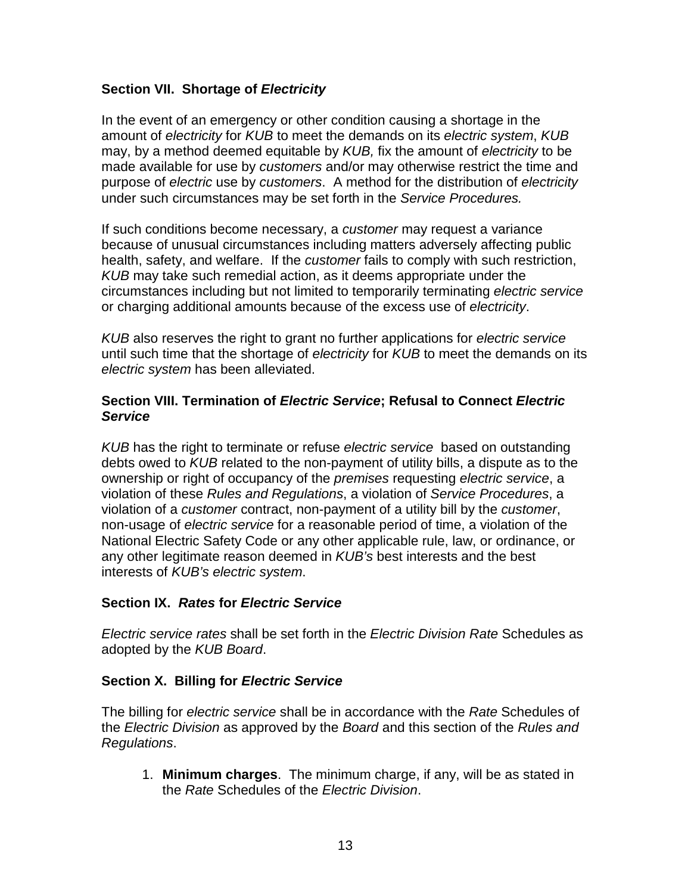### Section VII. Shortage of *Electricity*

In the event of an emergency or other condition causing a shortage in the amount of *electricity* for *KUB* to meet the demands on its *electric system*, *KUB* may, by a method deemed equitable by *KUB,* fix the amount of *electricity* to be made available for use by *customers* and/or may otherwise restrict the time and purpose of *electric* use by *customers*. A method for the distribution of *electricity* under such circumstances may be set forth in the *Service Procedures.*

If such conditions become necessary, a *customer* may request a variance because of unusual circumstances including matters adversely affecting public health, safety, and welfare. If the *customer* fails to comply with such restriction, *KUB* may take such remedial action, as it deems appropriate under the circumstances including but not limited to temporarily terminating *electric service* or charging additional amounts because of the excess use of *electricity*.

*KUB* also reserves the right to grant no further applications for *electric service* until such time that the shortage of *electricity* for *KUB* to meet the demands on its *electric system* has been alleviated.

### Section VIII. Termination of *Electric Service*; Refusal to Connect *Electric Service*

*KUB* has the right to terminate or refuse *electric service* based on outstanding debts owed to *KUB* related to the non-payment of utility bills, a dispute as to the ownership or right of occupancy of the *premises* requesting *electric service*, a violation of these *Rules and Regulations*, a violation of *Service Procedures*, a violation of a *customer* contract, non-payment of a utility bill by the *customer*, non-usage of *electric service* for a reasonable period of time, a violation of the National Electric Safety Code or any other applicable rule, law, or ordinance, or any other legitimate reason deemed in *KUB's* best interests and the best interests of *KUB's electric system*.

### Section IX. *Rates* for *Electric Service*

*Electric service rates* shall be set forth in the *Electric Division Rate* Schedules as adopted by the *KUB Board*.

### Section X. Billing for *Electric Service*

The billing for *electric service* shall be in accordance with the *Rate* Schedules of the *Electric Division* as approved by the *Board* and this section of the *Rules and Regulations*.

1. **Minimum charges**. The minimum charge, if any, will be as stated in the *Rate* Schedules of the *Electric Division*.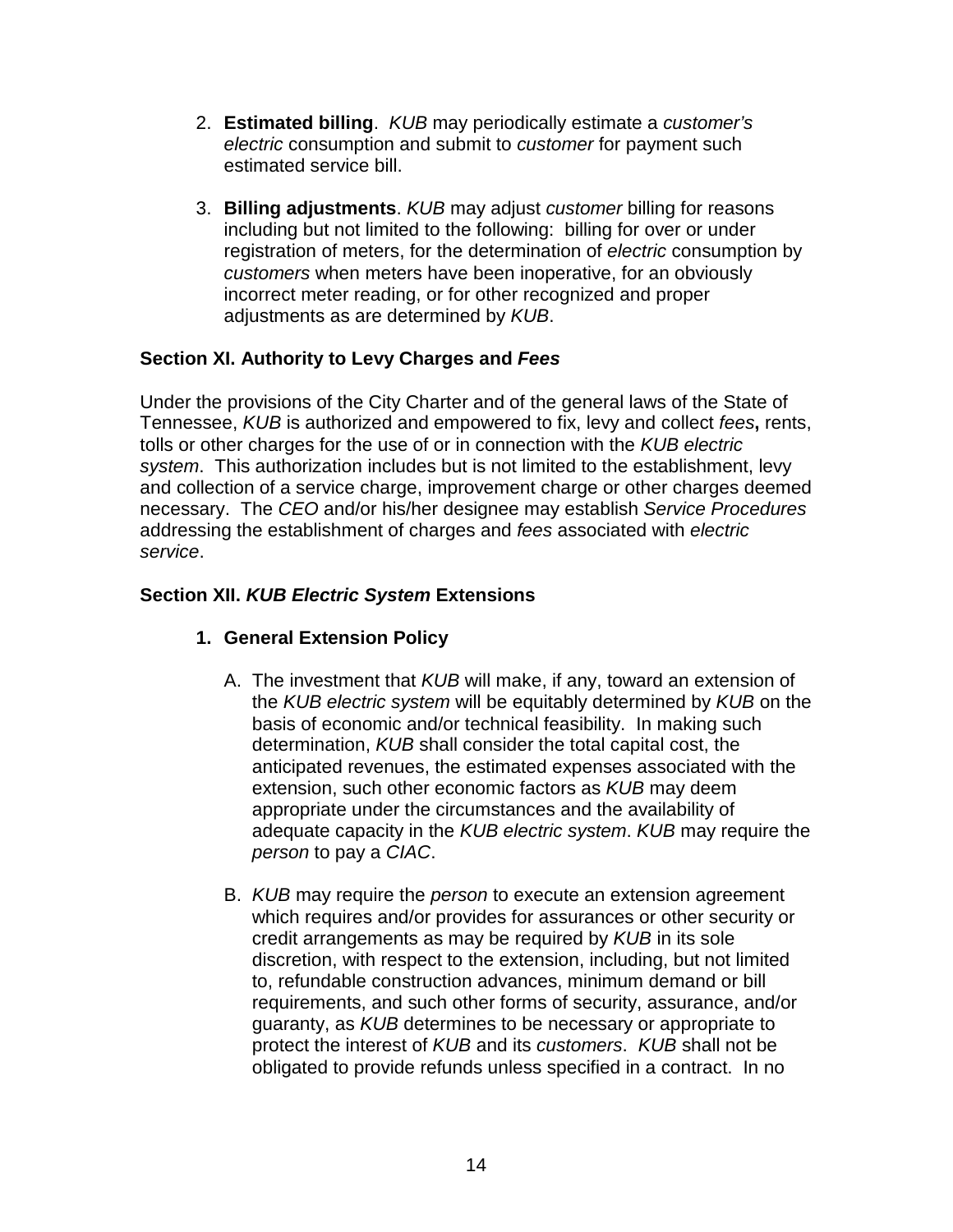2. **Estimated billing**. *KUB* may periodically estimate a *customer's electric* consumption and submit to *customer* for payment such estimated service bill.

3. **Billing adjustments**. *KUB* may adjust *customer* billing for reasons including but not limited to the following: billing for over or under registration of meters, for the determination of *electric* consumption by *customers* when meters have been inoperative, for an obviously incorrect meter reading, or for other recognized and proper adjustments as are determined by *KUB*.

### Section XI. Authority to Levy Charges and *Fees*

Under the provisions of the City Charter and of the general laws of the State of Tennessee, *KUB* is authorized and empowered to fix, levy and collect *fees***,** rents, tolls or other charges for the use of or in connection with the *KUB electric system*. This authorization includes but is not limited to the establishment, levy and collection of a service charge, improvement charge or other charges deemed necessary. The *CEO* and/or his/her designee may establish *Service Procedures* addressing the establishment of charges and *fees* associated with *electric service*.

### Section XII. *KUB Electric System* Extensions

#### 1. General Extension Policy

A. The investment that *KUB* will make, if any, toward an extension of the *KUB electric system* will be equitably determined by *KUB* on the basis of economic and/or technical feasibility. In making such determination, *KUB* shall consider the total capital cost, the anticipated revenues, the estimated expenses associated with the extension, such other economic factors as *KUB* may deem appropriate under the circumstances and the availability of adequate capacity in the *KUB electric system*. *KUB* may require the *person* to pay a *CIAC*.

B. *KUB* may require the *person* to execute an extension agreement which requires and/or provides for assurances or other security or credit arrangements as may be required by *KUB* in its sole discretion, with respect to the extension, including, but not limited to, refundable construction advances, minimum demand or bill requirements, and such other forms of security, assurance, and/or guaranty, as *KUB* determines to be necessary or appropriate to protect the interest of *KUB* and its *customers*. *KUB* shall not be obligated to provide refunds unless specified in a contract. In no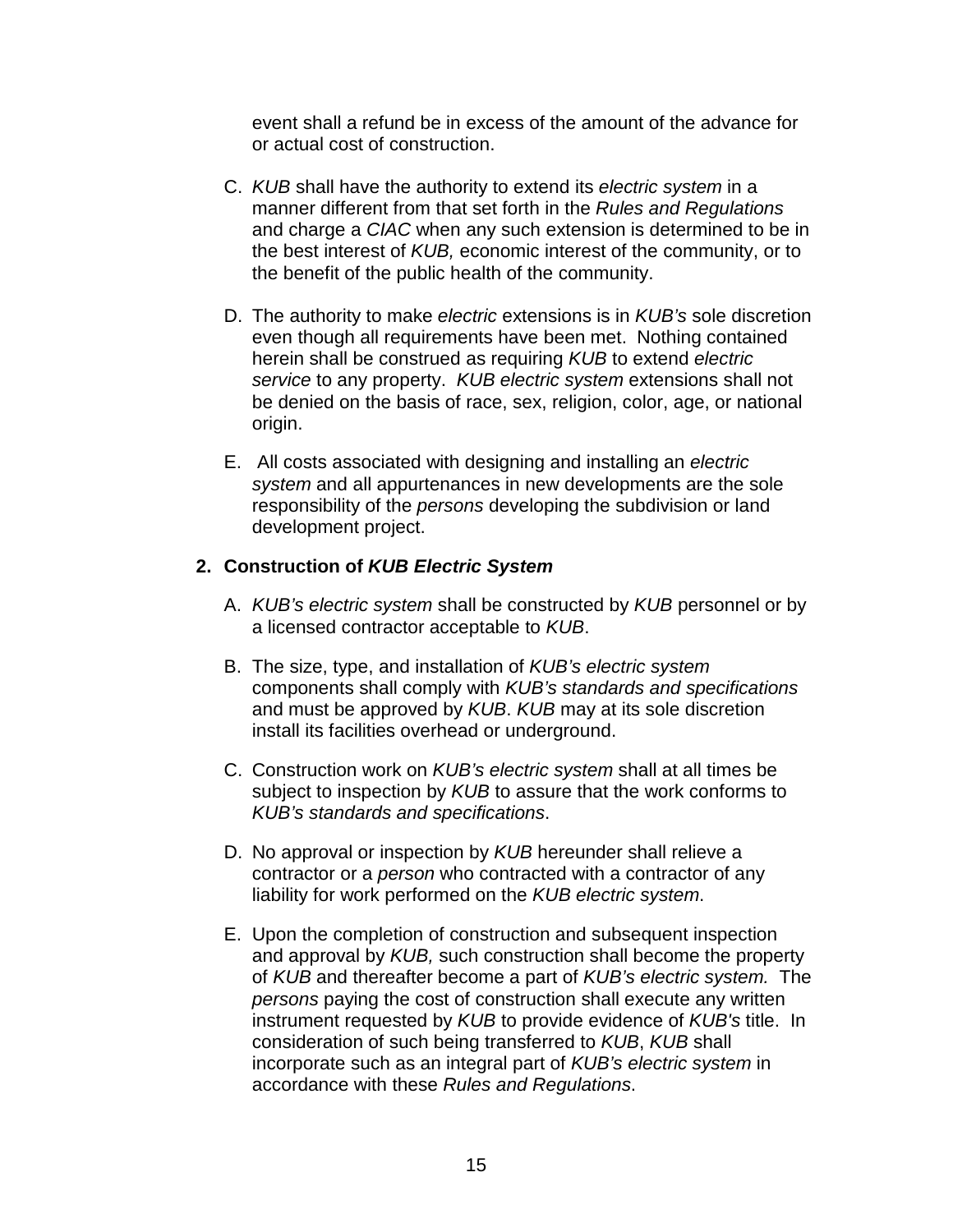event shall a refund be in excess of the amount of the advance for or actual cost of construction.

C. *KUB* shall have the authority to extend its *electric system* in a manner different from that set forth in the *Rules and Regulations* and charge a *CIAC* when any such extension is determined to be in the best interest of *KUB,* economic interest of the community, or to the benefit of the public health of the community.

D. The authority to make *electric* extensions is in *KUB's* sole discretion even though all requirements have been met. Nothing contained herein shall be construed as requiring *KUB* to extend *electric service* to any property. *KUB electric system* extensions shall not be denied on the basis of race, sex, religion, color, age, or national origin.

E. All costs associated with designing and installing an *electric system* and all appurtenances in new developments are the sole responsibility of the *persons* developing the subdivision or land development project.

## 2. Construction of ***KUB Electric System***

A. *KUB's electric system* shall be constructed by *KUB* personnel or by a licensed contractor acceptable to *KUB*.

B. The size, type, and installation of *KUB's electric system* components shall comply with *KUB's standards and specifications* and must be approved by *KUB*. *KUB* may at its sole discretion install its facilities overhead or underground.

C. Construction work on *KUB's electric system* shall at all times be subject to inspection by *KUB* to assure that the work conforms to *KUB's standards and specifications*.

D. No approval or inspection by *KUB* hereunder shall relieve a contractor or a *person* who contracted with a contractor of any liability for work performed on the *KUB electric system*.

E. Upon the completion of construction and subsequent inspection and approval by *KUB,* such construction shall become the property of *KUB* and thereafter become a part of *KUB's electric system.* The *persons* paying the cost of construction shall execute any written instrument requested by *KUB* to provide evidence of *KUB's* title. In consideration of such being transferred to *KUB*, *KUB* shall incorporate such as an integral part of *KUB's electric system* in accordance with these *Rules and Regulations*.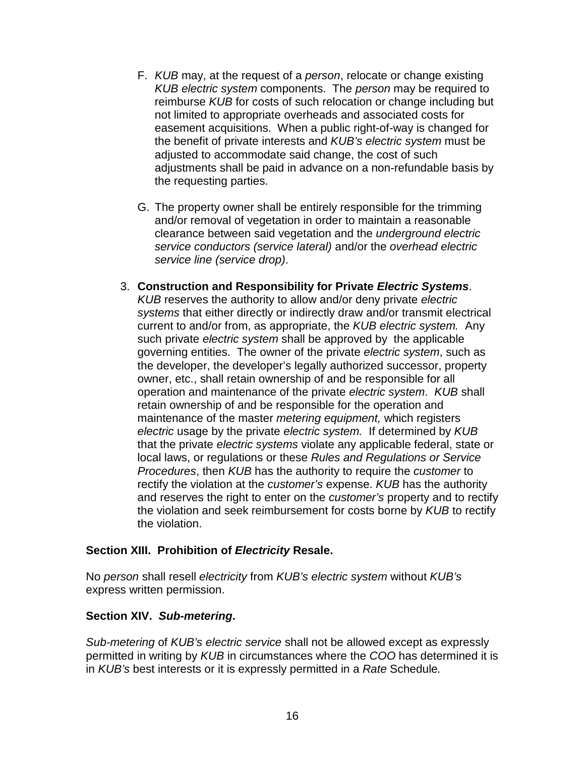F. *KUB* may, at the request of a *person*, relocate or change existing *KUB electric system* components. The *person* may be required to reimburse *KUB* for costs of such relocation or change including but not limited to appropriate overheads and associated costs for easement acquisitions. When a public right-of-way is changed for the benefit of private interests and *KUB's electric system* must be adjusted to accommodate said change, the cost of such adjustments shall be paid in advance on a non-refundable basis by the requesting parties.

G. The property owner shall be entirely responsible for the trimming and/or removal of vegetation in order to maintain a reasonable clearance between said vegetation and the *underground electric service conductors (service lateral)* and/or the *overhead electric service line (service drop)*.

3. **Construction and Responsibility for Private *Electric Systems***. *KUB* reserves the authority to allow and/or deny private *electric systems* that either directly or indirectly draw and/or transmit electrical current to and/or from, as appropriate, the *KUB electric system.* Any such private *electric system* shall be approved by the applicable governing entities. The owner of the private *electric system*, such as the developer, the developer's legally authorized successor, property owner, etc., shall retain ownership of and be responsible for all operation and maintenance of the private *electric system*. *KUB* shall retain ownership of and be responsible for the operation and maintenance of the master *metering equipment,* which registers *electric* usage by the private *electric system.* If determined by *KUB* that the private *electric systems* violate any applicable federal, state or local laws, or regulations or these *Rules and Regulations or Service Procedures*, then *KUB* has the authority to require the *customer* to rectify the violation at the *customer's* expense. *KUB* has the authority and reserves the right to enter on the *customer's* property and to rectify the violation and seek reimbursement for costs borne by *KUB* to rectify the violation.

**Section XIII. Prohibition of *Electricity* Resale.**

No *person* shall resell *electricity* from *KUB's electric system* without *KUB's* express written permission.

**Section XIV. *Sub-metering*.**

*Sub-metering* of *KUB's electric service* shall not be allowed except as expressly permitted in writing by *KUB* in circumstances where the *COO* has determined it is in *KUB's* best interests or it is expressly permitted in a *Rate* Schedule*.*